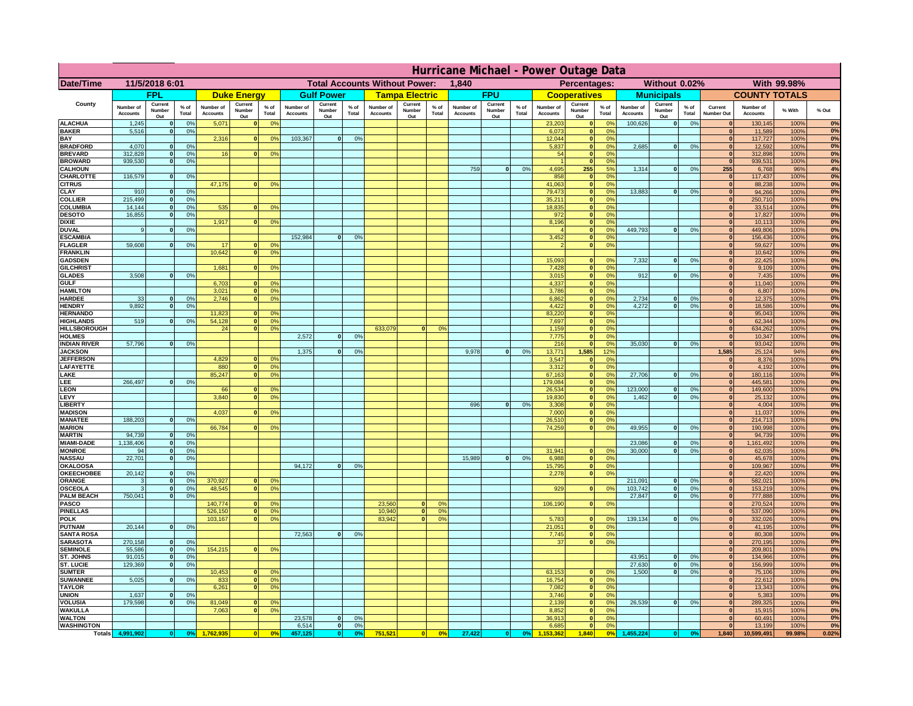# Hurricane Michael - Power Outage Data

| Date/Time | 11/5/2018 6:01 | | Total Accounts Without Power: | 1,840 | Percentages: | Without 0.02% | With 99.98% |
|---|---|---|---|---|---|---|---|

| County | FPL | | | Duke Energy | | | Gulf Power | | | Tampa Electric | | | FPU | | | Cooperatives | | | Municipals | | | COUNTY TOTALS | | | |
|---|---|---|---|---|---|---|---|---|---|---|---|---|---|---|---|---|---|---|---|---|---|---|---|---|---|
| | Number of Accounts | Current Number Out | % of Total | Number of Accounts | Current Number Out | % of Total | Number of Accounts | Current Number Out | % of Total | Number of Accounts | Current Number Out | % of Total | Number of Accounts | Current Number Out | % of Total | Number of Accounts | Current Number Out | % of Total | Number of Accounts | Current Number Out | % of Total | Current Number Out | Number of Accounts | % With | % Out |
| ALACHUA | 1,245 | 0 | 0% | 5,071 | 0 | 0% | | | | | | | | | | 23,203 | 0 | 0% | 100,626 | 0 | 0% | 0 | 130,145 | 100% | 0% |
| BAKER | 5,516 | 0 | 0% | | | | | | | | | | | | | 6,073 | 0 | 0% | | | | 0 | 11,589 | 100% | 0% |
| BAY | | | | 2,316 | 0 | 0% | 103,367 | 0 | 0% | | | | | | | 12,044 | 0 | 0% | | | | 0 | 117,727 | 100% | 0% |
| BRADFORD | 4,070 | 0 | 0% | | | | | | | | | | | | | 5,837 | 0 | 0% | 2,685 | 0 | 0% | 0 | 12,592 | 100% | 0% |
| BREVARD | 312,828 | 0 | 0% | 16 | 0 | 0% | | | | | | | | | | 54 | 0 | 0% | | | | 0 | 312,898 | 100% | 0% |
| BROWARD | 939,530 | 0 | 0% | | | | | | | | | | | | | 1 | 0 | 0% | | | | 0 | 939,531 | 100% | 0% |
| CALHOUN | | | | | | | | | | | | | 759 | 0 | 0% | 4,695 | 255 | 5% | 1,314 | 0 | 0% | 255 | 6,768 | 96% | 4% |
| CHARLOTTE | 116,579 | 0 | 0% | | | | | | | | | | | | | 858 | 0 | 0% | | | | 0 | 117,437 | 100% | 0% |
| CITRUS | | | | 47,175 | 0 | 0% | | | | | | | | | | 41,063 | 0 | 0% | | | | 0 | 88,238 | 100% | 0% |
| CLAY | 910 | 0 | 0% | | | | | | | | | | | | | 79,473 | 0 | 0% | 13,883 | 0 | 0% | 0 | 94,266 | 100% | 0% |
| COLLIER | 215,499 | 0 | 0% | | | | | | | | | | | | | 35,211 | 0 | 0% | | | | 0 | 250,710 | 100% | 0% |
| COLUMBIA | 14,144 | 0 | 0% | 535 | 0 | 0% | | | | | | | | | | 18,835 | 0 | 0% | | | | 0 | 33,514 | 100% | 0% |
| DESOTO | 16,855 | 0 | 0% | | | | | | | | | | | | | 972 | 0 | 0% | | | | 0 | 17,827 | 100% | 0% |
| DIXIE | | | | 1,917 | 0 | 0% | | | | | | | | | | 8,196 | 0 | 0% | | | | 0 | 10,113 | 100% | 0% |
| DUVAL | 9 | 0 | 0% | | | | | | | | | | | | | 4 | 0 | 0% | 449,793 | 0 | 0% | 0 | 449,806 | 100% | 0% |
| ESCAMBIA | | | | | | | 152,984 | 0 | 0% | | | | | | | 3,452 | 0 | 0% | | | | 0 | 156,436 | 100% | 0% |
| FLAGLER | 59,608 | 0 | 0% | 17 | 0 | 0% | | | | | | | | | | 2 | 0 | 0% | | | | 0 | 59,627 | 100% | 0% |
| FRANKLIN | | | | 10,642 | 0 | 0% | | | | | | | | | | | | | | | | 0 | 10,642 | 100% | 0% |
| GADSDEN | | | | | | | | | | | | | | | | 15,093 | 0 | 0% | 7,332 | 0 | 0% | 0 | 22,425 | 100% | 0% |
| GILCHRIST | | | | 1,681 | 0 | 0% | | | | | | | | | | 7,428 | 0 | 0% | | | | 0 | 9,109 | 100% | 0% |
| GLADES | 3,508 | 0 | 0% | | | | | | | | | | | | | 3,015 | 0 | 0% | 912 | 0 | 0% | 0 | 7,435 | 100% | 0% |
| GULF | | | | 6,703 | 0 | 0% | | | | | | | | | | 4,337 | 0 | 0% | | | | 0 | 11,040 | 100% | 0% |
| HAMILTON | | | | 3,021 | 0 | 0% | | | | | | | | | | 3,786 | 0 | 0% | | | | 0 | 6,807 | 100% | 0% |
| HARDEE | 33 | 0 | 0% | 2,746 | 0 | 0% | | | | | | | | | | 6,862 | 0 | 0% | 2,734 | 0 | 0% | 0 | 12,375 | 100% | 0% |
| HENDRY | 9,892 | 0 | 0% | | | | | | | | | | | | | 4,422 | 0 | 0% | 4,272 | 0 | 0% | 0 | 18,586 | 100% | 0% |
| HERNANDO | | | | 11,823 | 0 | 0% | | | | | | | | | | 83,220 | 0 | 0% | | | | 0 | 95,043 | 100% | 0% |
| HIGHLANDS | 519 | 0 | 0% | 54,128 | 0 | 0% | | | | | | | | | | 7,697 | 0 | 0% | | | | 0 | 62,344 | 100% | 0% |
| HILLSBOROUGH | | | | 24 | 0 | 0% | | | | 633,079 | 0 | 0% | | | | 1,159 | 0 | 0% | | | | 0 | 634,262 | 100% | 0% |
| HOLMES | | | | | | | 2,572 | 0 | 0% | | | | | | | 7,775 | 0 | 0% | | | | 0 | 10,347 | 100% | 0% |
| INDIAN RIVER | 57,796 | 0 | 0% | | | | | | | | | | | | | 216 | 0 | 0% | 35,030 | 0 | 0% | 0 | 93,042 | 100% | 0% |
| JACKSON | | | | | | | 1,375 | 0 | 0% | | | | 9,978 | 0 | 0% | 13,771 | 1,585 | 12% | | | | 1,585 | 25,124 | 94% | 6% |
| JEFFERSON | | | | 4,829 | 0 | 0% | | | | | | | | | | 3,547 | 0 | 0% | | | | 0 | 8,376 | 100% | 0% |
| LAFAYETTE | | | | 880 | 0 | 0% | | | | | | | | | | 3,312 | 0 | 0% | | | | 0 | 4,192 | 100% | 0% |
| LAKE | | | | 85,247 | 0 | 0% | | | | | | | | | | 67,163 | 0 | 0% | 27,706 | 0 | 0% | 0 | 180,116 | 100% | 0% |
| LEE | 266,497 | 0 | 0% | | | | | | | | | | | | | 179,084 | 0 | 0% | | | | 0 | 445,581 | 100% | 0% |
| LEON | | | | 66 | 0 | 0% | | | | | | | | | | 26,534 | 0 | 0% | 123,000 | 0 | 0% | 0 | 149,600 | 100% | 0% |
| LEVY | | | | 3,840 | 0 | 0% | | | | | | | | | | 19,830 | 0 | 0% | 1,462 | 0 | 0% | 0 | 25,132 | 100% | 0% |
| LIBERTY | | | | | | | | | | | | | 696 | 0 | 0% | 3,308 | 0 | 0% | | | | 0 | 4,004 | 100% | 0% |
| MADISON | | | | 4,037 | 0 | 0% | | | | | | | | | | 7,000 | 0 | 0% | | | | 0 | 11,037 | 100% | 0% |
| MANATEE | 188,203 | 0 | 0% | | | | | | | | | | | | | 26,510 | 0 | 0% | | | | 0 | 214,713 | 100% | 0% |
| MARION | | | | 66,784 | 0 | 0% | | | | | | | | | | 74,259 | 0 | 0% | 49,955 | 0 | 0% | 0 | 190,998 | 100% | 0% |
| MARTIN | 94,739 | 0 | 0% | | | | | | | | | | | | | | | | | | | 0 | 94,739 | 100% | 0% |
| MIAMI-DADE | 1,138,406 | 0 | 0% | | | | | | | | | | | | | | | | 23,086 | 0 | 0% | 0 | 1,161,492 | 100% | 0% |
| MONROE | 94 | 0 | 0% | | | | | | | | | | | | | 31,941 | 0 | 0% | 30,000 | 0 | 0% | 0 | 62,035 | 100% | 0% |
| NASSAU | 22,701 | 0 | 0% | | | | | | | | | | 15,989 | 0 | 0% | 6,988 | 0 | 0% | | | | 0 | 45,678 | 100% | 0% |
| OKALOOSA | | | | | | | 94,172 | 0 | 0% | | | | | | | 15,795 | 0 | 0% | | | | 0 | 109,967 | 100% | 0% |
| OKEECHOBEE | 20,142 | 0 | 0% | | | | | | | | | | | | | 2,278 | 0 | 0% | | | | 0 | 22,420 | 100% | 0% |
| ORANGE | 3 | 0 | 0% | 370,927 | 0 | 0% | | | | | | | | | | | | | 211,091 | 0 | 0% | 0 | 582,021 | 100% | 0% |
| OSCEOLA | 3 | 0 | 0% | 48,545 | 0 | 0% | | | | | | | | | | 929 | 0 | 0% | 103,742 | 0 | 0% | 0 | 153,219 | 100% | 0% |
| PALM BEACH | 750,041 | 0 | 0% | | | | | | | | | | | | | | | | 27,847 | 0 | 0% | 0 | 777,888 | 100% | 0% |
| PASCO | | | | 140,774 | 0 | 0% | | | | 23,560 | 0 | 0% | | | | 106,190 | 0 | 0% | | | | 0 | 270,524 | 100% | 0% |
| PINELLAS | | | | 526,150 | 0 | 0% | | | | 10,940 | 0 | 0% | | | | | | | | | | 0 | 537,090 | 100% | 0% |
| POLK | | | | 103,167 | 0 | 0% | | | | 83,942 | 0 | 0% | | | | 5,783 | 0 | 0% | 139,134 | 0 | 0% | 0 | 332,026 | 100% | 0% |
| PUTNAM | 20,144 | 0 | 0% | | | | | | | | | | | | | 21,051 | 0 | 0% | | | | 0 | 41,195 | 100% | 0% |
| SANTA ROSA | | | | | | | 72,563 | 0 | 0% | | | | | | | 7,745 | 0 | 0% | | | | 0 | 80,308 | 100% | 0% |
| SARASOTA | 270,158 | 0 | 0% | | | | | | | | | | | | | 37 | 0 | 0% | | | | 0 | 270,195 | 100% | 0% |
| SEMINOLE | 55,586 | 0 | 0% | 154,215 | 0 | 0% | | | | | | | | | | | | | | | | 0 | 209,801 | 100% | 0% |
| ST. JOHNS | 91,015 | 0 | 0% | | | | | | | | | | | | | | | | 43,951 | 0 | 0% | 0 | 134,966 | 100% | 0% |
| ST. LUCIE | 129,369 | 0 | 0% | | | | | | | | | | | | | | | | 27,630 | 0 | 0% | 0 | 156,999 | 100% | 0% |
| SUMTER | | | | 10,453 | 0 | 0% | | | | | | | | | | 63,153 | 0 | 0% | 1,500 | 0 | 0% | 0 | 75,106 | 100% | 0% |
| SUWANNEE | 5,025 | 0 | 0% | 833 | 0 | 0% | | | | | | | | | | 16,754 | 0 | 0% | | | | 0 | 22,612 | 100% | 0% |
| TAYLOR | | | | 6,261 | 0 | 0% | | | | | | | | | | 7,082 | 0 | 0% | | | | 0 | 13,343 | 100% | 0% |
| UNION | 1,637 | 0 | 0% | | | | | | | | | | | | | 3,746 | 0 | 0% | | | | 0 | 5,383 | 100% | 0% |
| VOLUSIA | 179,598 | 0 | 0% | 81,049 | 0 | 0% | | | | | | | | | | 2,139 | 0 | 0% | 26,539 | 0 | 0% | 0 | 289,325 | 100% | 0% |
| WAKULLA | | | | 7,063 | 0 | 0% | | | | | | | | | | 8,852 | 0 | 0% | | | | 0 | 15,915 | 100% | 0% |
| WALTON | | | | | | | 23,578 | 0 | 0% | | | | | | | 36,913 | 0 | 0% | | | | 0 | 60,491 | 100% | 0% |
| WASHINGTON | | | | | | | 6,514 | 0 | 0% | | | | | | | 6,685 | 0 | 0% | | | | 0 | 13,199 | 100% | 0% |
| Totals | 4,991,902 | 0 | 0% | 1,762,935 | 0 | 0% | 457,125 | 0 | 0% | 751,521 | 0 | 0% | 27,422 | 0 | 0% | 1,153,362 | 1,840 | 0% | 1,455,224 | 0 | 0% | 1,840 | 10,599,491 | 99.98% | 0.02% |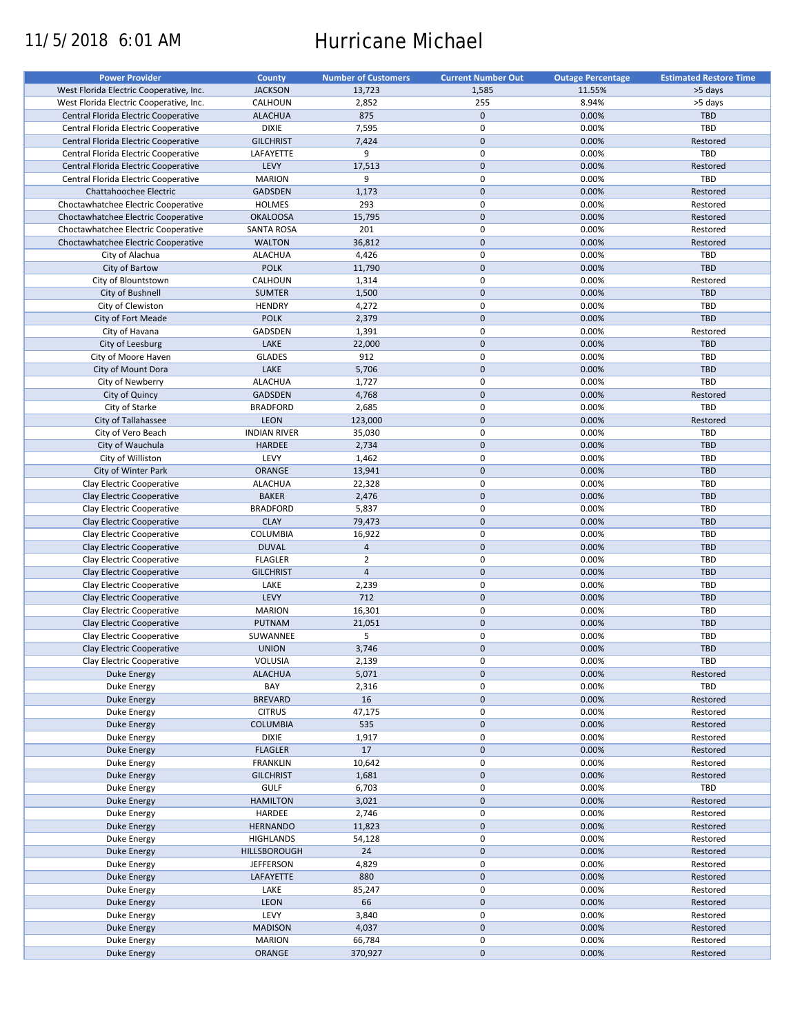11/5/2018 6:01 AM

# Hurricane Michael

| Power Provider | County | Number of Customers | Current Number Out | Outage Percentage | Estimated Restore Time |
|---|---|---|---|---|---|
| West Florida Electric Cooperative, Inc. | JACKSON | 13,723 | 1,585 | 11.55% | >5 days |
| West Florida Electric Cooperative, Inc. | CALHOUN | 2,852 | 255 | 8.94% | >5 days |
| Central Florida Electric Cooperative | ALACHUA | 875 | 0 | 0.00% | TBD |
| Central Florida Electric Cooperative | DIXIE | 7,595 | 0 | 0.00% | TBD |
| Central Florida Electric Cooperative | GILCHRIST | 7,424 | 0 | 0.00% | Restored |
| Central Florida Electric Cooperative | LAFAYETTE | 9 | 0 | 0.00% | TBD |
| Central Florida Electric Cooperative | LEVY | 17,513 | 0 | 0.00% | Restored |
| Central Florida Electric Cooperative | MARION | 9 | 0 | 0.00% | TBD |
| Chattahoochee Electric | GADSDEN | 1,173 | 0 | 0.00% | Restored |
| Choctawhatchee Electric Cooperative | HOLMES | 293 | 0 | 0.00% | Restored |
| Choctawhatchee Electric Cooperative | OKALOOSA | 15,795 | 0 | 0.00% | Restored |
| Choctawhatchee Electric Cooperative | SANTA ROSA | 201 | 0 | 0.00% | Restored |
| Choctawhatchee Electric Cooperative | WALTON | 36,812 | 0 | 0.00% | Restored |
| City of Alachua | ALACHUA | 4,426 | 0 | 0.00% | TBD |
| City of Bartow | POLK | 11,790 | 0 | 0.00% | TBD |
| City of Blountstown | CALHOUN | 1,314 | 0 | 0.00% | Restored |
| City of Bushnell | SUMTER | 1,500 | 0 | 0.00% | TBD |
| City of Clewiston | HENDRY | 4,272 | 0 | 0.00% | TBD |
| City of Fort Meade | POLK | 2,379 | 0 | 0.00% | TBD |
| City of Havana | GADSDEN | 1,391 | 0 | 0.00% | Restored |
| City of Leesburg | LAKE | 22,000 | 0 | 0.00% | TBD |
| City of Moore Haven | GLADES | 912 | 0 | 0.00% | TBD |
| City of Mount Dora | LAKE | 5,706 | 0 | 0.00% | TBD |
| City of Newberry | ALACHUA | 1,727 | 0 | 0.00% | TBD |
| City of Quincy | GADSDEN | 4,768 | 0 | 0.00% | Restored |
| City of Starke | BRADFORD | 2,685 | 0 | 0.00% | TBD |
| City of Tallahassee | LEON | 123,000 | 0 | 0.00% | Restored |
| City of Vero Beach | INDIAN RIVER | 35,030 | 0 | 0.00% | TBD |
| City of Wauchula | HARDEE | 2,734 | 0 | 0.00% | TBD |
| City of Williston | LEVY | 1,462 | 0 | 0.00% | TBD |
| City of Winter Park | ORANGE | 13,941 | 0 | 0.00% | TBD |
| Clay Electric Cooperative | ALACHUA | 22,328 | 0 | 0.00% | TBD |
| Clay Electric Cooperative | BAKER | 2,476 | 0 | 0.00% | TBD |
| Clay Electric Cooperative | BRADFORD | 5,837 | 0 | 0.00% | TBD |
| Clay Electric Cooperative | CLAY | 79,473 | 0 | 0.00% | TBD |
| Clay Electric Cooperative | COLUMBIA | 16,922 | 0 | 0.00% | TBD |
| Clay Electric Cooperative | DUVAL | 4 | 0 | 0.00% | TBD |
| Clay Electric Cooperative | FLAGLER | 2 | 0 | 0.00% | TBD |
| Clay Electric Cooperative | GILCHRIST | 4 | 0 | 0.00% | TBD |
| Clay Electric Cooperative | LAKE | 2,239 | 0 | 0.00% | TBD |
| Clay Electric Cooperative | LEVY | 712 | 0 | 0.00% | TBD |
| Clay Electric Cooperative | MARION | 16,301 | 0 | 0.00% | TBD |
| Clay Electric Cooperative | PUTNAM | 21,051 | 0 | 0.00% | TBD |
| Clay Electric Cooperative | SUWANNEE | 5 | 0 | 0.00% | TBD |
| Clay Electric Cooperative | UNION | 3,746 | 0 | 0.00% | TBD |
| Clay Electric Cooperative | VOLUSIA | 2,139 | 0 | 0.00% | TBD |
| Duke Energy | ALACHUA | 5,071 | 0 | 0.00% | Restored |
| Duke Energy | BAY | 2,316 | 0 | 0.00% | TBD |
| Duke Energy | BREVARD | 16 | 0 | 0.00% | Restored |
| Duke Energy | CITRUS | 47,175 | 0 | 0.00% | Restored |
| Duke Energy | COLUMBIA | 535 | 0 | 0.00% | Restored |
| Duke Energy | DIXIE | 1,917 | 0 | 0.00% | Restored |
| Duke Energy | FLAGLER | 17 | 0 | 0.00% | Restored |
| Duke Energy | FRANKLIN | 10,642 | 0 | 0.00% | Restored |
| Duke Energy | GILCHRIST | 1,681 | 0 | 0.00% | Restored |
| Duke Energy | GULF | 6,703 | 0 | 0.00% | TBD |
| Duke Energy | HAMILTON | 3,021 | 0 | 0.00% | Restored |
| Duke Energy | HARDEE | 2,746 | 0 | 0.00% | Restored |
| Duke Energy | HERNANDO | 11,823 | 0 | 0.00% | Restored |
| Duke Energy | HIGHLANDS | 54,128 | 0 | 0.00% | Restored |
| Duke Energy | HILLSBOROUGH | 24 | 0 | 0.00% | Restored |
| Duke Energy | JEFFERSON | 4,829 | 0 | 0.00% | Restored |
| Duke Energy | LAFAYETTE | 880 | 0 | 0.00% | Restored |
| Duke Energy | LAKE | 85,247 | 0 | 0.00% | Restored |
| Duke Energy | LEON | 66 | 0 | 0.00% | Restored |
| Duke Energy | LEVY | 3,840 | 0 | 0.00% | Restored |
| Duke Energy | MADISON | 4,037 | 0 | 0.00% | Restored |
| Duke Energy | MARION | 66,784 | 0 | 0.00% | Restored |
| Duke Energy | ORANGE | 370,927 | 0 | 0.00% | Restored |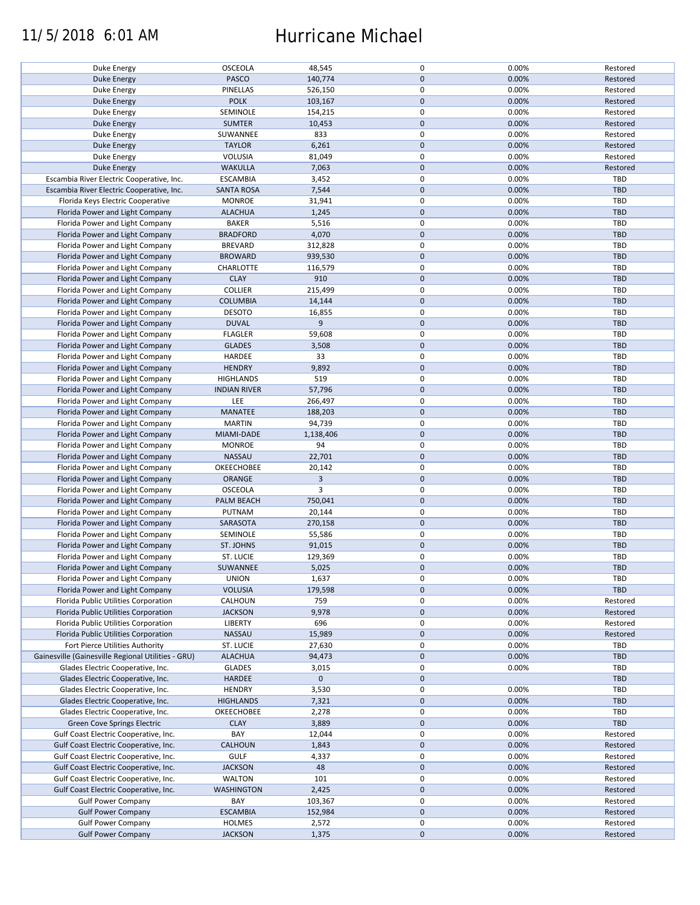# 11/5/2018 6:01 AM Hurricane Michael

| | | | | | |
|---|---|---|---|---|---|
| Duke Energy | OSCEOLA | 48,545 | 0 | 0.00% | Restored |
| Duke Energy | PASCO | 140,774 | 0 | 0.00% | Restored |
| Duke Energy | PINELLAS | 526,150 | 0 | 0.00% | Restored |
| Duke Energy | POLK | 103,167 | 0 | 0.00% | Restored |
| Duke Energy | SEMINOLE | 154,215 | 0 | 0.00% | Restored |
| Duke Energy | SUMTER | 10,453 | 0 | 0.00% | Restored |
| Duke Energy | SUWANNEE | 833 | 0 | 0.00% | Restored |
| Duke Energy | TAYLOR | 6,261 | 0 | 0.00% | Restored |
| Duke Energy | VOLUSIA | 81,049 | 0 | 0.00% | Restored |
| Duke Energy | WAKULLA | 7,063 | 0 | 0.00% | Restored |
| Escambia River Electric Cooperative, Inc. | ESCAMBIA | 3,452 | 0 | 0.00% | TBD |
| Escambia River Electric Cooperative, Inc. | SANTA ROSA | 7,544 | 0 | 0.00% | TBD |
| Florida Keys Electric Cooperative | MONROE | 31,941 | 0 | 0.00% | TBD |
| Florida Power and Light Company | ALACHUA | 1,245 | 0 | 0.00% | TBD |
| Florida Power and Light Company | BAKER | 5,516 | 0 | 0.00% | TBD |
| Florida Power and Light Company | BRADFORD | 4,070 | 0 | 0.00% | TBD |
| Florida Power and Light Company | BREVARD | 312,828 | 0 | 0.00% | TBD |
| Florida Power and Light Company | BROWARD | 939,530 | 0 | 0.00% | TBD |
| Florida Power and Light Company | CHARLOTTE | 116,579 | 0 | 0.00% | TBD |
| Florida Power and Light Company | CLAY | 910 | 0 | 0.00% | TBD |
| Florida Power and Light Company | COLLIER | 215,499 | 0 | 0.00% | TBD |
| Florida Power and Light Company | COLUMBIA | 14,144 | 0 | 0.00% | TBD |
| Florida Power and Light Company | DESOTO | 16,855 | 0 | 0.00% | TBD |
| Florida Power and Light Company | DUVAL | 9 | 0 | 0.00% | TBD |
| Florida Power and Light Company | FLAGLER | 59,608 | 0 | 0.00% | TBD |
| Florida Power and Light Company | GLADES | 3,508 | 0 | 0.00% | TBD |
| Florida Power and Light Company | HARDEE | 33 | 0 | 0.00% | TBD |
| Florida Power and Light Company | HENDRY | 9,892 | 0 | 0.00% | TBD |
| Florida Power and Light Company | HIGHLANDS | 519 | 0 | 0.00% | TBD |
| Florida Power and Light Company | INDIAN RIVER | 57,796 | 0 | 0.00% | TBD |
| Florida Power and Light Company | LEE | 266,497 | 0 | 0.00% | TBD |
| Florida Power and Light Company | MANATEE | 188,203 | 0 | 0.00% | TBD |
| Florida Power and Light Company | MARTIN | 94,739 | 0 | 0.00% | TBD |
| Florida Power and Light Company | MIAMI-DADE | 1,138,406 | 0 | 0.00% | TBD |
| Florida Power and Light Company | MONROE | 94 | 0 | 0.00% | TBD |
| Florida Power and Light Company | NASSAU | 22,701 | 0 | 0.00% | TBD |
| Florida Power and Light Company | OKEECHOBEE | 20,142 | 0 | 0.00% | TBD |
| Florida Power and Light Company | ORANGE | 3 | 0 | 0.00% | TBD |
| Florida Power and Light Company | OSCEOLA | 3 | 0 | 0.00% | TBD |
| Florida Power and Light Company | PALM BEACH | 750,041 | 0 | 0.00% | TBD |
| Florida Power and Light Company | PUTNAM | 20,144 | 0 | 0.00% | TBD |
| Florida Power and Light Company | SARASOTA | 270,158 | 0 | 0.00% | TBD |
| Florida Power and Light Company | SEMINOLE | 55,586 | 0 | 0.00% | TBD |
| Florida Power and Light Company | ST. JOHNS | 91,015 | 0 | 0.00% | TBD |
| Florida Power and Light Company | ST. LUCIE | 129,369 | 0 | 0.00% | TBD |
| Florida Power and Light Company | SUWANNEE | 5,025 | 0 | 0.00% | TBD |
| Florida Power and Light Company | UNION | 1,637 | 0 | 0.00% | TBD |
| Florida Power and Light Company | VOLUSIA | 179,598 | 0 | 0.00% | TBD |
| Florida Public Utilities Corporation | CALHOUN | 759 | 0 | 0.00% | Restored |
| Florida Public Utilities Corporation | JACKSON | 9,978 | 0 | 0.00% | Restored |
| Florida Public Utilities Corporation | LIBERTY | 696 | 0 | 0.00% | Restored |
| Florida Public Utilities Corporation | NASSAU | 15,989 | 0 | 0.00% | Restored |
| Fort Pierce Utilities Authority | ST. LUCIE | 27,630 | 0 | 0.00% | TBD |
| Gainesville (Gainesville Regional Utilities - GRU) | ALACHUA | 94,473 | 0 | 0.00% | TBD |
| Glades Electric Cooperative, Inc. | GLADES | 3,015 | 0 | 0.00% | TBD |
| Glades Electric Cooperative, Inc. | HARDEE | 0 | 0 | | TBD |
| Glades Electric Cooperative, Inc. | HENDRY | 3,530 | 0 | 0.00% | TBD |
| Glades Electric Cooperative, Inc. | HIGHLANDS | 7,321 | 0 | 0.00% | TBD |
| Glades Electric Cooperative, Inc. | OKEECHOBEE | 2,278 | 0 | 0.00% | TBD |
| Green Cove Springs Electric | CLAY | 3,889 | 0 | 0.00% | TBD |
| Gulf Coast Electric Cooperative, Inc. | BAY | 12,044 | 0 | 0.00% | Restored |
| Gulf Coast Electric Cooperative, Inc. | CALHOUN | 1,843 | 0 | 0.00% | Restored |
| Gulf Coast Electric Cooperative, Inc. | GULF | 4,337 | 0 | 0.00% | Restored |
| Gulf Coast Electric Cooperative, Inc. | JACKSON | 48 | 0 | 0.00% | Restored |
| Gulf Coast Electric Cooperative, Inc. | WALTON | 101 | 0 | 0.00% | Restored |
| Gulf Coast Electric Cooperative, Inc. | WASHINGTON | 2,425 | 0 | 0.00% | Restored |
| Gulf Power Company | BAY | 103,367 | 0 | 0.00% | Restored |
| Gulf Power Company | ESCAMBIA | 152,984 | 0 | 0.00% | Restored |
| Gulf Power Company | HOLMES | 2,572 | 0 | 0.00% | Restored |
| Gulf Power Company | JACKSON | 1,375 | 0 | 0.00% | Restored |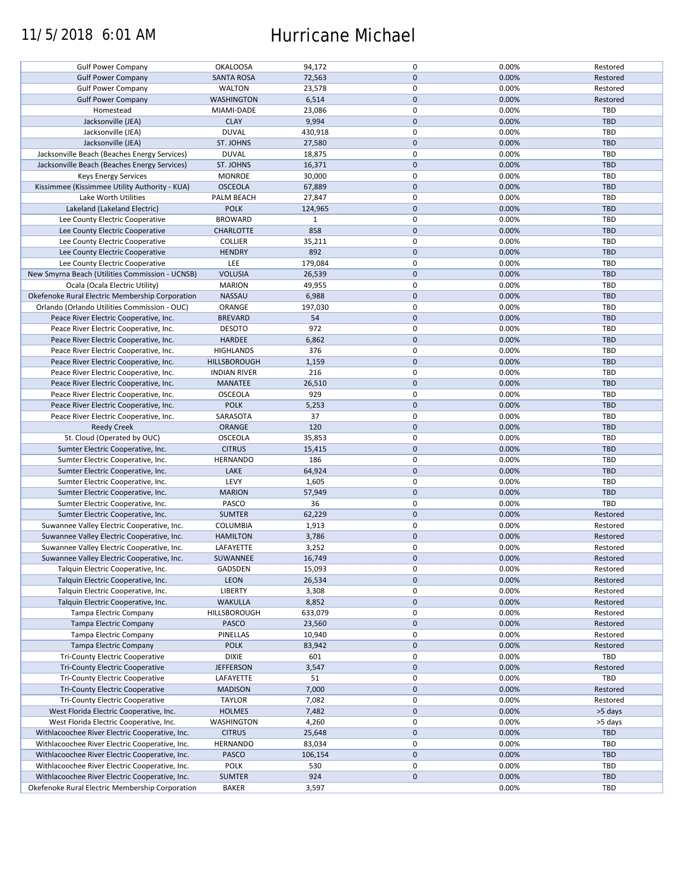# 11/5/2018 6:01 AM Hurricane Michael

| | | | | | |
|---|---|---|---|---|---|
| Gulf Power Company | OKALOOSA | 94,172 | 0 | 0.00% | Restored |
| Gulf Power Company | SANTA ROSA | 72,563 | 0 | 0.00% | Restored |
| Gulf Power Company | WALTON | 23,578 | 0 | 0.00% | Restored |
| Gulf Power Company | WASHINGTON | 6,514 | 0 | 0.00% | Restored |
| Homestead | MIAMI-DADE | 23,086 | 0 | 0.00% | TBD |
| Jacksonville (JEA) | CLAY | 9,994 | 0 | 0.00% | TBD |
| Jacksonville (JEA) | DUVAL | 430,918 | 0 | 0.00% | TBD |
| Jacksonville (JEA) | ST. JOHNS | 27,580 | 0 | 0.00% | TBD |
| Jacksonville Beach (Beaches Energy Services) | DUVAL | 18,875 | 0 | 0.00% | TBD |
| Jacksonville Beach (Beaches Energy Services) | ST. JOHNS | 16,371 | 0 | 0.00% | TBD |
| Keys Energy Services | MONROE | 30,000 | 0 | 0.00% | TBD |
| Kissimmee (Kissimmee Utility Authority - KUA) | OSCEOLA | 67,889 | 0 | 0.00% | TBD |
| Lake Worth Utilities | PALM BEACH | 27,847 | 0 | 0.00% | TBD |
| Lakeland (Lakeland Electric) | POLK | 124,965 | 0 | 0.00% | TBD |
| Lee County Electric Cooperative | BROWARD | 1 | 0 | 0.00% | TBD |
| Lee County Electric Cooperative | CHARLOTTE | 858 | 0 | 0.00% | TBD |
| Lee County Electric Cooperative | COLLIER | 35,211 | 0 | 0.00% | TBD |
| Lee County Electric Cooperative | HENDRY | 892 | 0 | 0.00% | TBD |
| Lee County Electric Cooperative | LEE | 179,084 | 0 | 0.00% | TBD |
| New Smyrna Beach (Utilities Commission - UCNSB) | VOLUSIA | 26,539 | 0 | 0.00% | TBD |
| Ocala (Ocala Electric Utility) | MARION | 49,955 | 0 | 0.00% | TBD |
| Okefenoke Rural Electric Membership Corporation | NASSAU | 6,988 | 0 | 0.00% | TBD |
| Orlando (Orlando Utilities Commission - OUC) | ORANGE | 197,030 | 0 | 0.00% | TBD |
| Peace River Electric Cooperative, Inc. | BREVARD | 54 | 0 | 0.00% | TBD |
| Peace River Electric Cooperative, Inc. | DESOTO | 972 | 0 | 0.00% | TBD |
| Peace River Electric Cooperative, Inc. | HARDEE | 6,862 | 0 | 0.00% | TBD |
| Peace River Electric Cooperative, Inc. | HIGHLANDS | 376 | 0 | 0.00% | TBD |
| Peace River Electric Cooperative, Inc. | HILLSBOROUGH | 1,159 | 0 | 0.00% | TBD |
| Peace River Electric Cooperative, Inc. | INDIAN RIVER | 216 | 0 | 0.00% | TBD |
| Peace River Electric Cooperative, Inc. | MANATEE | 26,510 | 0 | 0.00% | TBD |
| Peace River Electric Cooperative, Inc. | OSCEOLA | 929 | 0 | 0.00% | TBD |
| Peace River Electric Cooperative, Inc. | POLK | 5,253 | 0 | 0.00% | TBD |
| Peace River Electric Cooperative, Inc. | SARASOTA | 37 | 0 | 0.00% | TBD |
| Reedy Creek | ORANGE | 120 | 0 | 0.00% | TBD |
| St. Cloud (Operated by OUC) | OSCEOLA | 35,853 | 0 | 0.00% | TBD |
| Sumter Electric Cooperative, Inc. | CITRUS | 15,415 | 0 | 0.00% | TBD |
| Sumter Electric Cooperative, Inc. | HERNANDO | 186 | 0 | 0.00% | TBD |
| Sumter Electric Cooperative, Inc. | LAKE | 64,924 | 0 | 0.00% | TBD |
| Sumter Electric Cooperative, Inc. | LEVY | 1,605 | 0 | 0.00% | TBD |
| Sumter Electric Cooperative, Inc. | MARION | 57,949 | 0 | 0.00% | TBD |
| Sumter Electric Cooperative, Inc. | PASCO | 36 | 0 | 0.00% | TBD |
| Sumter Electric Cooperative, Inc. | SUMTER | 62,229 | 0 | 0.00% | Restored |
| Suwannee Valley Electric Cooperative, Inc. | COLUMBIA | 1,913 | 0 | 0.00% | Restored |
| Suwannee Valley Electric Cooperative, Inc. | HAMILTON | 3,786 | 0 | 0.00% | Restored |
| Suwannee Valley Electric Cooperative, Inc. | LAFAYETTE | 3,252 | 0 | 0.00% | Restored |
| Suwannee Valley Electric Cooperative, Inc. | SUWANNEE | 16,749 | 0 | 0.00% | Restored |
| Talquin Electric Cooperative, Inc. | GADSDEN | 15,093 | 0 | 0.00% | Restored |
| Talquin Electric Cooperative, Inc. | LEON | 26,534 | 0 | 0.00% | Restored |
| Talquin Electric Cooperative, Inc. | LIBERTY | 3,308 | 0 | 0.00% | Restored |
| Talquin Electric Cooperative, Inc. | WAKULLA | 8,852 | 0 | 0.00% | Restored |
| Tampa Electric Company | HILLSBOROUGH | 633,079 | 0 | 0.00% | Restored |
| Tampa Electric Company | PASCO | 23,560 | 0 | 0.00% | Restored |
| Tampa Electric Company | PINELLAS | 10,940 | 0 | 0.00% | Restored |
| Tampa Electric Company | POLK | 83,942 | 0 | 0.00% | Restored |
| Tri-County Electric Cooperative | DIXIE | 601 | 0 | 0.00% | TBD |
| Tri-County Electric Cooperative | JEFFERSON | 3,547 | 0 | 0.00% | Restored |
| Tri-County Electric Cooperative | LAFAYETTE | 51 | 0 | 0.00% | TBD |
| Tri-County Electric Cooperative | MADISON | 7,000 | 0 | 0.00% | Restored |
| Tri-County Electric Cooperative | TAYLOR | 7,082 | 0 | 0.00% | Restored |
| West Florida Electric Cooperative, Inc. | HOLMES | 7,482 | 0 | 0.00% | >5 days |
| West Florida Electric Cooperative, Inc. | WASHINGTON | 4,260 | 0 | 0.00% | >5 days |
| Withlacoochee River Electric Cooperative, Inc. | CITRUS | 25,648 | 0 | 0.00% | TBD |
| Withlacoochee River Electric Cooperative, Inc. | HERNANDO | 83,034 | 0 | 0.00% | TBD |
| Withlacoochee River Electric Cooperative, Inc. | PASCO | 106,154 | 0 | 0.00% | TBD |
| Withlacoochee River Electric Cooperative, Inc. | POLK | 530 | 0 | 0.00% | TBD |
| Withlacoochee River Electric Cooperative, Inc. | SUMTER | 924 | 0 | 0.00% | TBD |
| Okefenoke Rural Electric Membership Corporation | BAKER | 3,597 | | 0.00% | TBD |